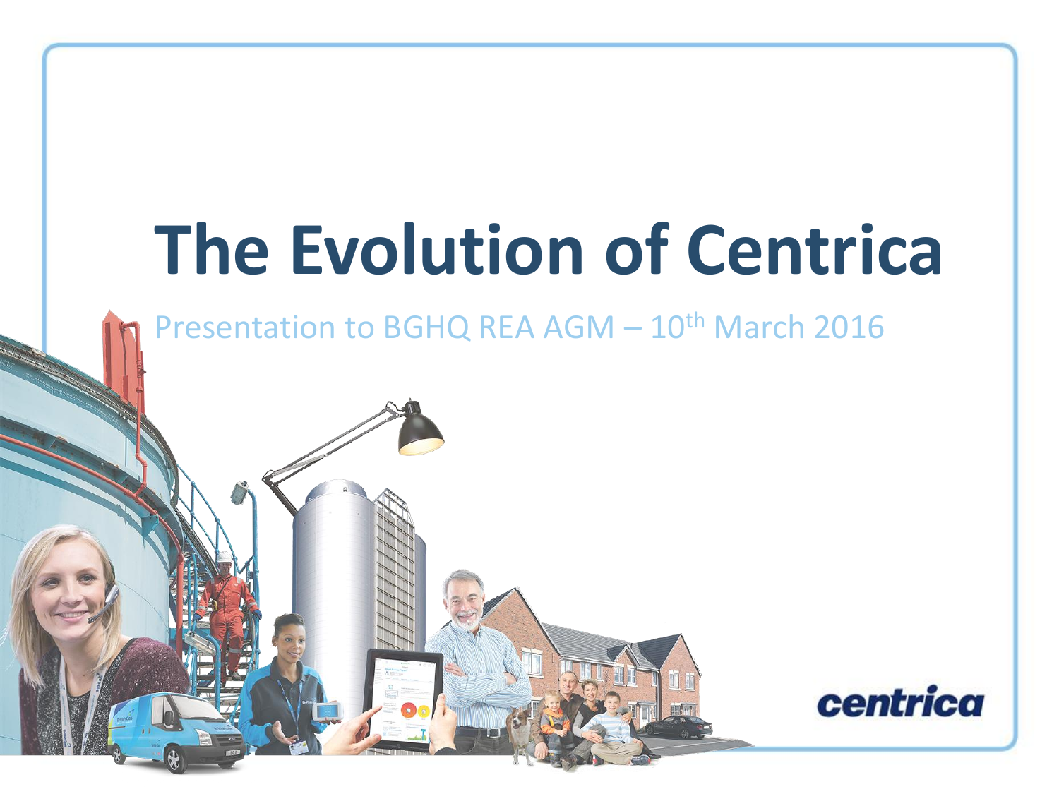# The Evolution of Centrica

Presentation to BGHQ REA AGM – 10th March 2016

centrica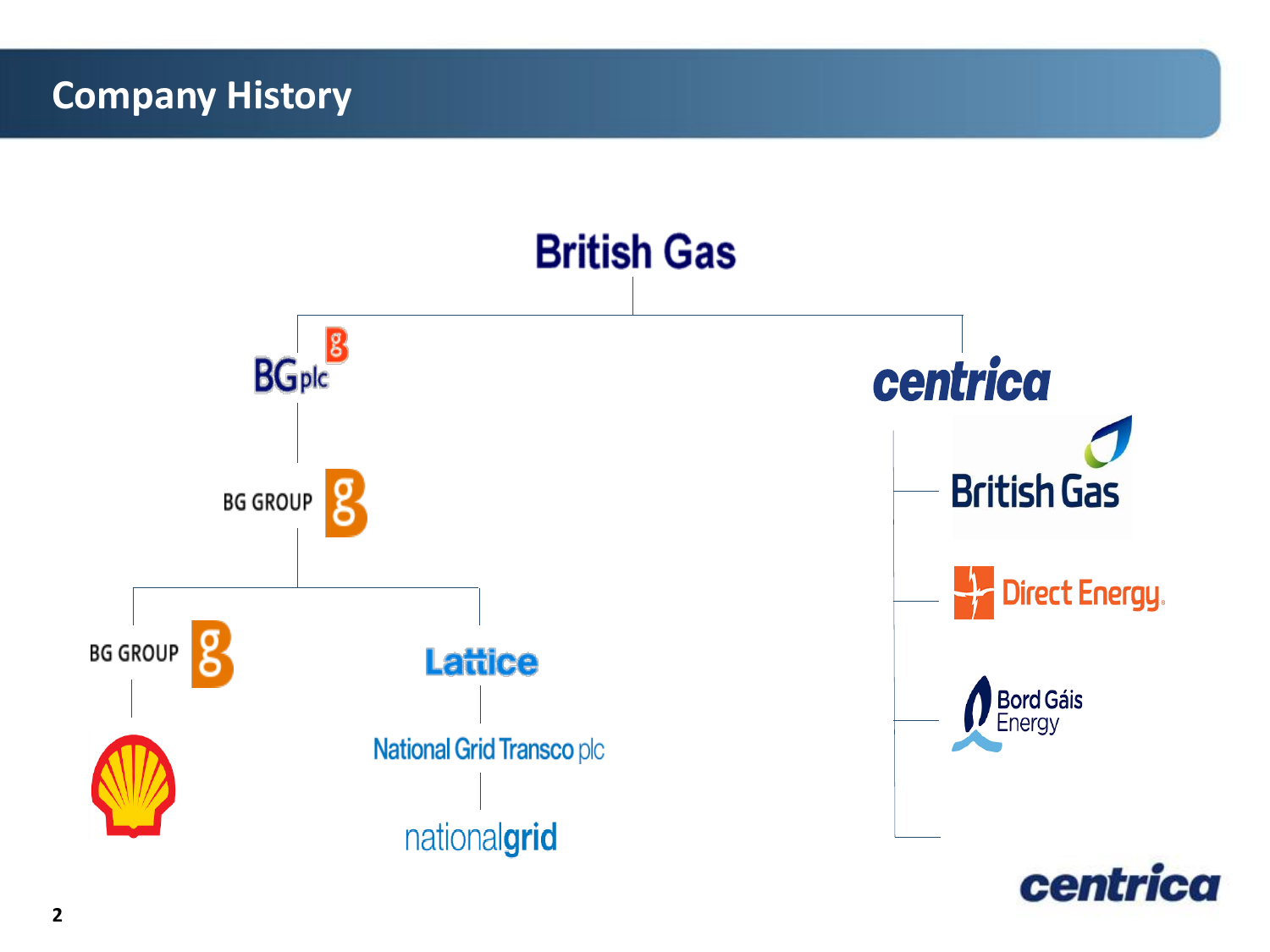# Company History

British Gas

- BG plc
  - BG GROUP
    - BG GROUP
      - Shell
    - Lattice
      - National Grid Transco plc
        - nationalgrid
- centrica
  - British Gas
  - Direct Energy
  - Bord Gáis Energy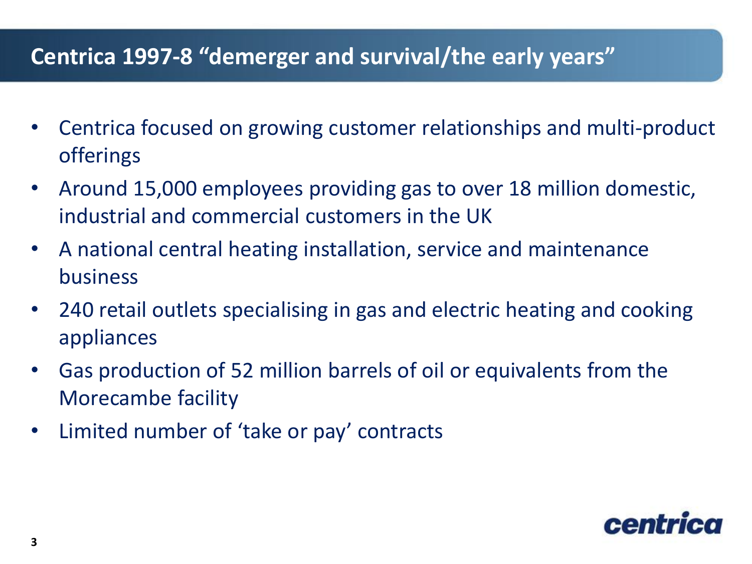## Centrica 1997-8 “demerger and survival/the early years”

- Centrica focused on growing customer relationships and multi-product offerings
- Around 15,000 employees providing gas to over 18 million domestic, industrial and commercial customers in the UK
- A national central heating installation, service and maintenance business
- 240 retail outlets specialising in gas and electric heating and cooking appliances
- Gas production of 52 million barrels of oil or equivalents from the Morecambe facility
- Limited number of ‘take or pay’ contracts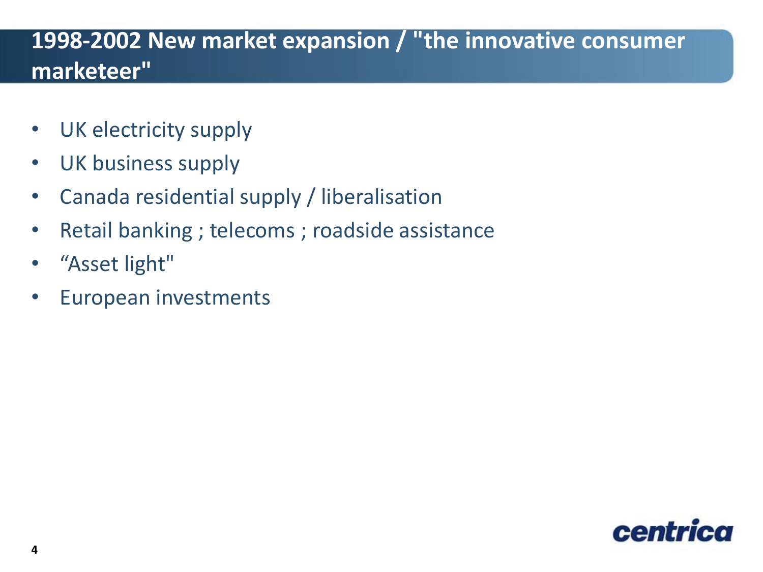## 1998-2002 New market expansion / "the innovative consumer marketeer"

- UK electricity supply
- UK business supply
- Canada residential supply / liberalisation
- Retail banking ; telecoms ; roadside assistance
- “Asset light"
- European investments

centrica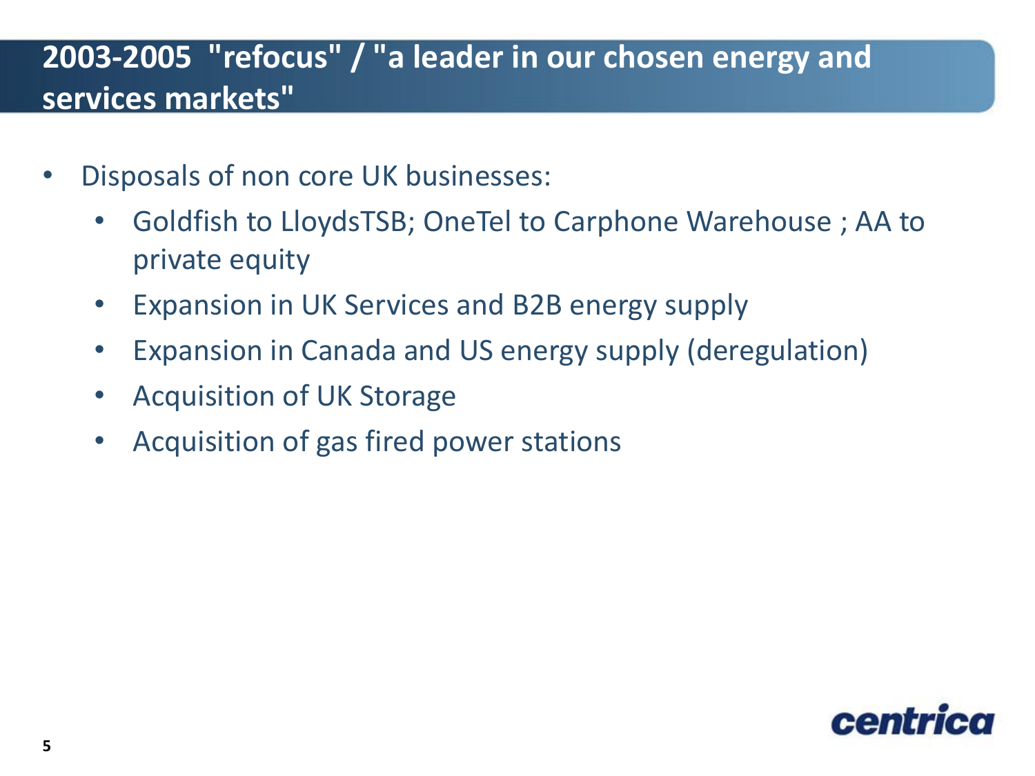## 2003-2005 "refocus" / "a leader in our chosen energy and services markets"

- Disposals of non core UK businesses:
  - Goldfish to LloydsTSB; OneTel to Carphone Warehouse ; AA to private equity
  - Expansion in UK Services and B2B energy supply
  - Expansion in Canada and US energy supply (deregulation)
  - Acquisition of UK Storage
  - Acquisition of gas fired power stations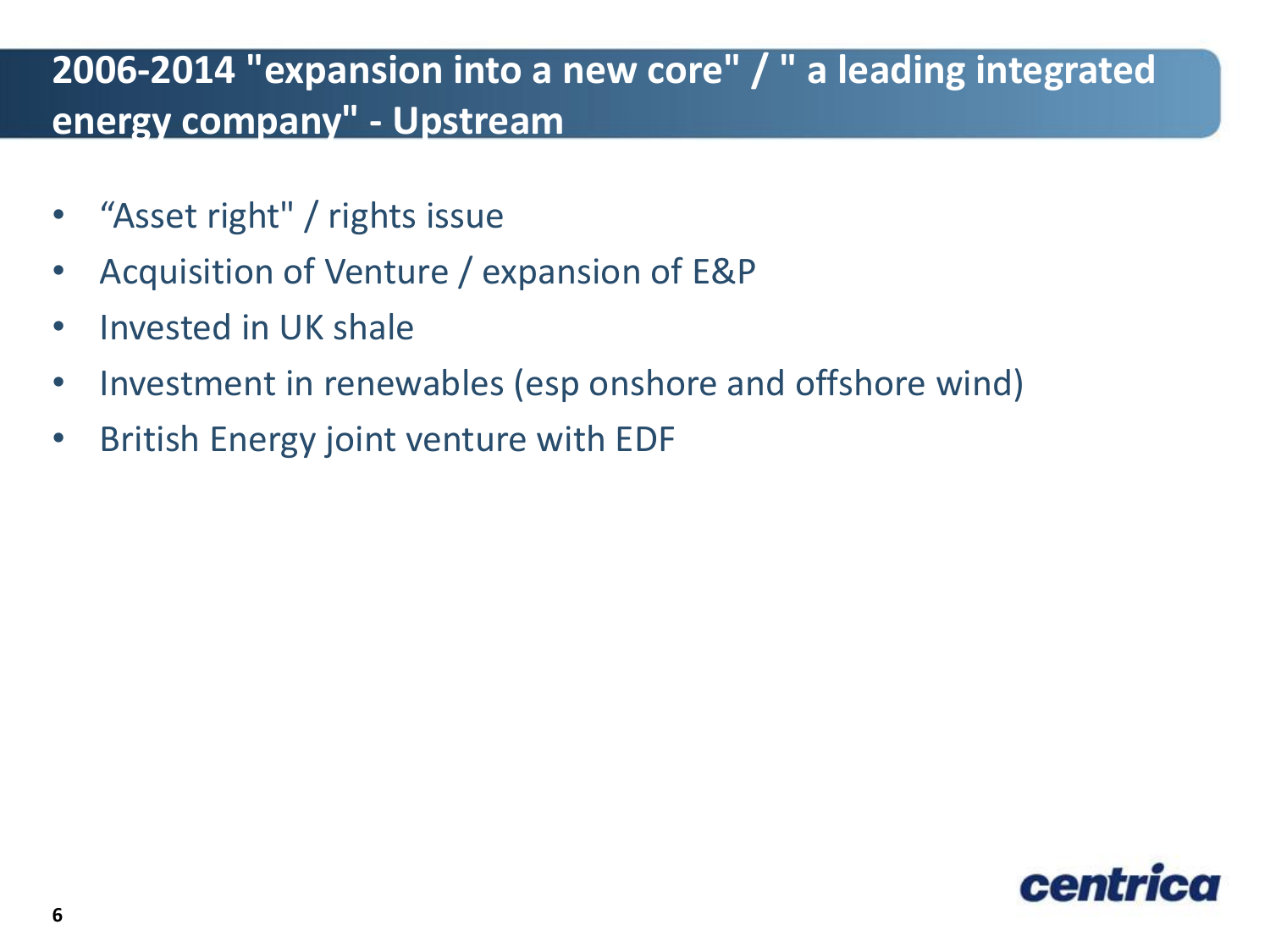## 2006-2014 "expansion into a new core" / " a leading integrated energy company" - Upstream

- “Asset right" / rights issue
- Acquisition of Venture / expansion of E&P
- Invested in UK shale
- Investment in renewables (esp onshore and offshore wind)
- British Energy joint venture with EDF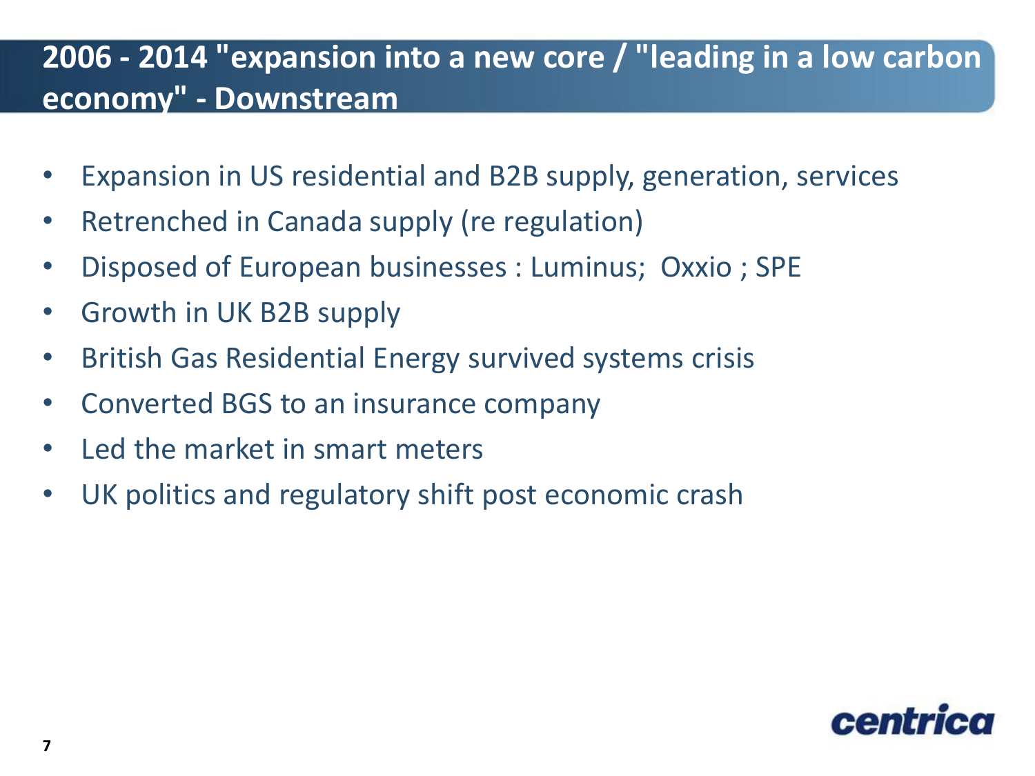## 2006 - 2014 "expansion into a new core / "leading in a low carbon economy" - Downstream

- Expansion in US residential and B2B supply, generation, services
- Retrenched in Canada supply (re regulation)
- Disposed of European businesses : Luminus;  Oxxio ; SPE
- Growth in UK B2B supply
- British Gas Residential Energy survived systems crisis
- Converted BGS to an insurance company
- Led the market in smart meters
- UK politics and regulatory shift post economic crash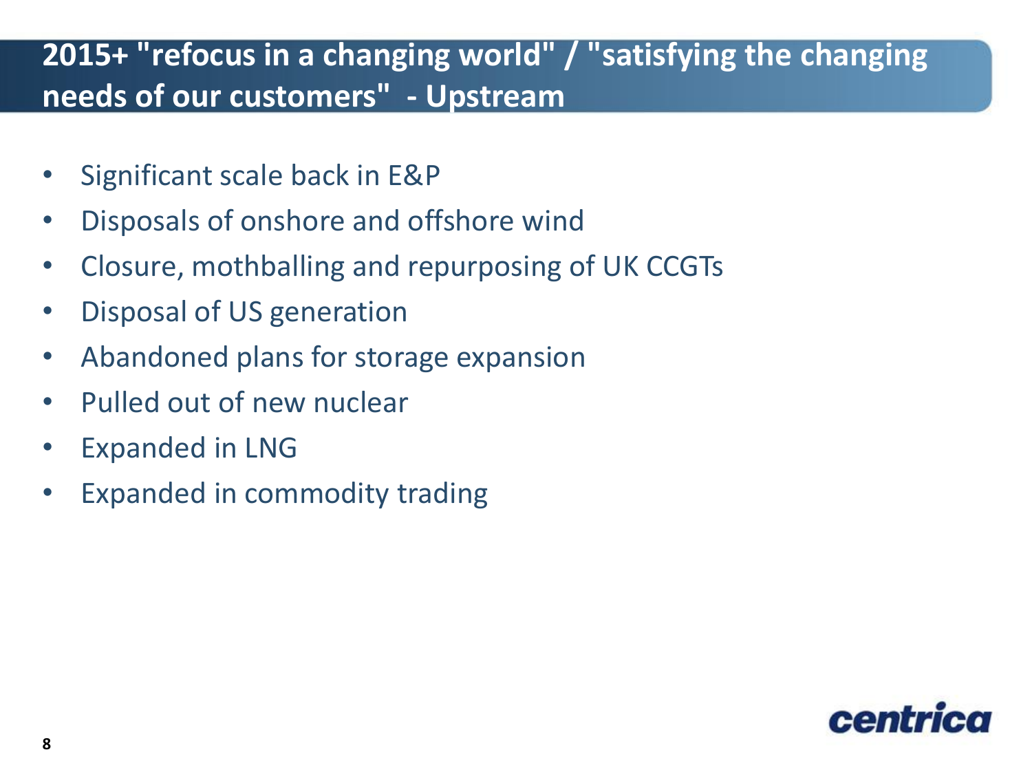# 2015+ "refocus in a changing world" / "satisfying the changing needs of our customers" - Upstream

- Significant scale back in E&P
- Disposals of onshore and offshore wind
- Closure, mothballing and repurposing of UK CCGTs
- Disposal of US generation
- Abandoned plans for storage expansion
- Pulled out of new nuclear
- Expanded in LNG
- Expanded in commodity trading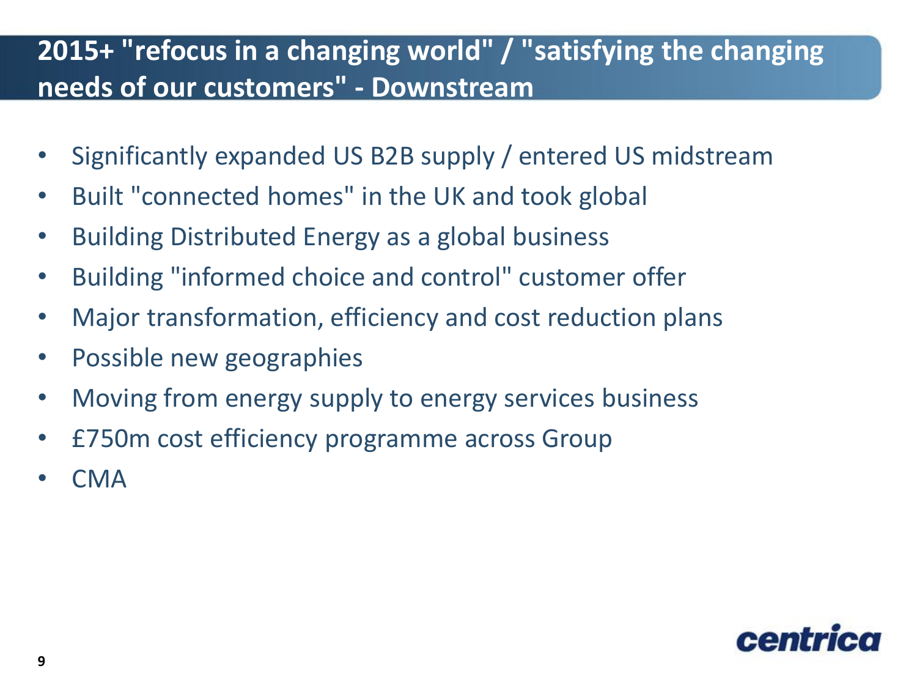## 2015+ "refocus in a changing world" / "satisfying the changing needs of our customers" - Downstream

- Significantly expanded US B2B supply / entered US midstream
- Built "connected homes" in the UK and took global
- Building Distributed Energy as a global business
- Building "informed choice and control" customer offer
- Major transformation, efficiency and cost reduction plans
- Possible new geographies
- Moving from energy supply to energy services business
- £750m cost efficiency programme across Group
- CMA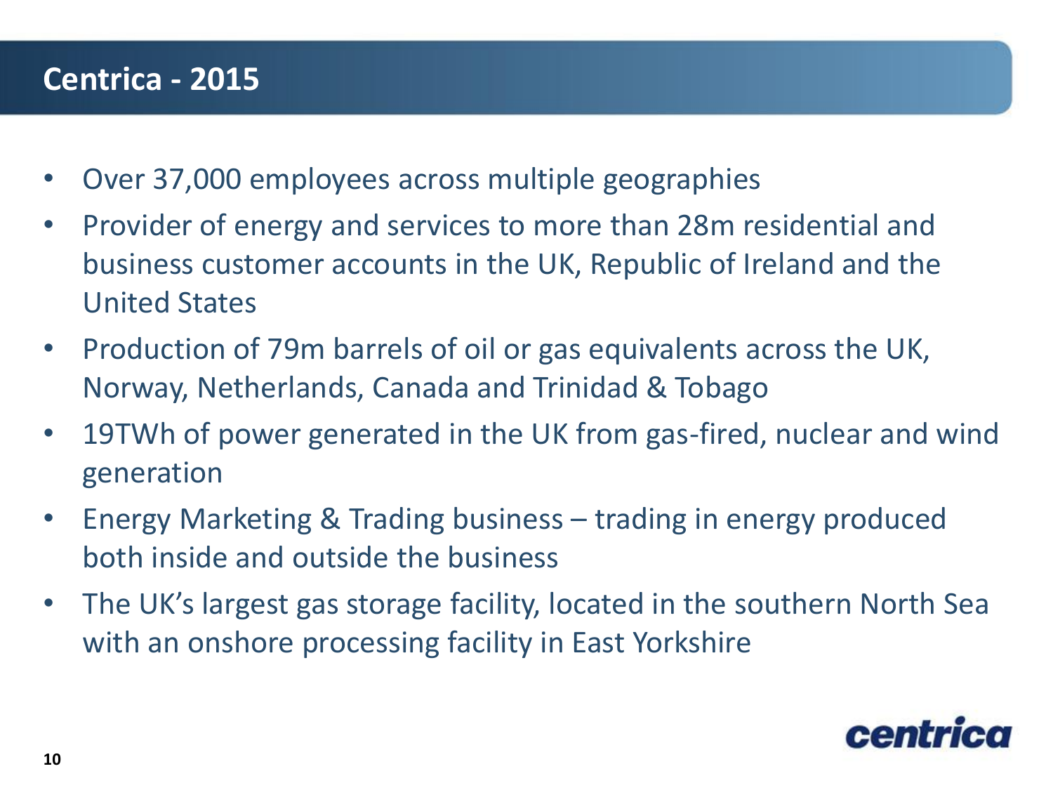# Centrica - 2015

- Over 37,000 employees across multiple geographies
- Provider of energy and services to more than 28m residential and business customer accounts in the UK, Republic of Ireland and the United States
- Production of 79m barrels of oil or gas equivalents across the UK, Norway, Netherlands, Canada and Trinidad & Tobago
- 19TWh of power generated in the UK from gas-fired, nuclear and wind generation
- Energy Marketing & Trading business – trading in energy produced both inside and outside the business
- The UK's largest gas storage facility, located in the southern North Sea with an onshore processing facility in East Yorkshire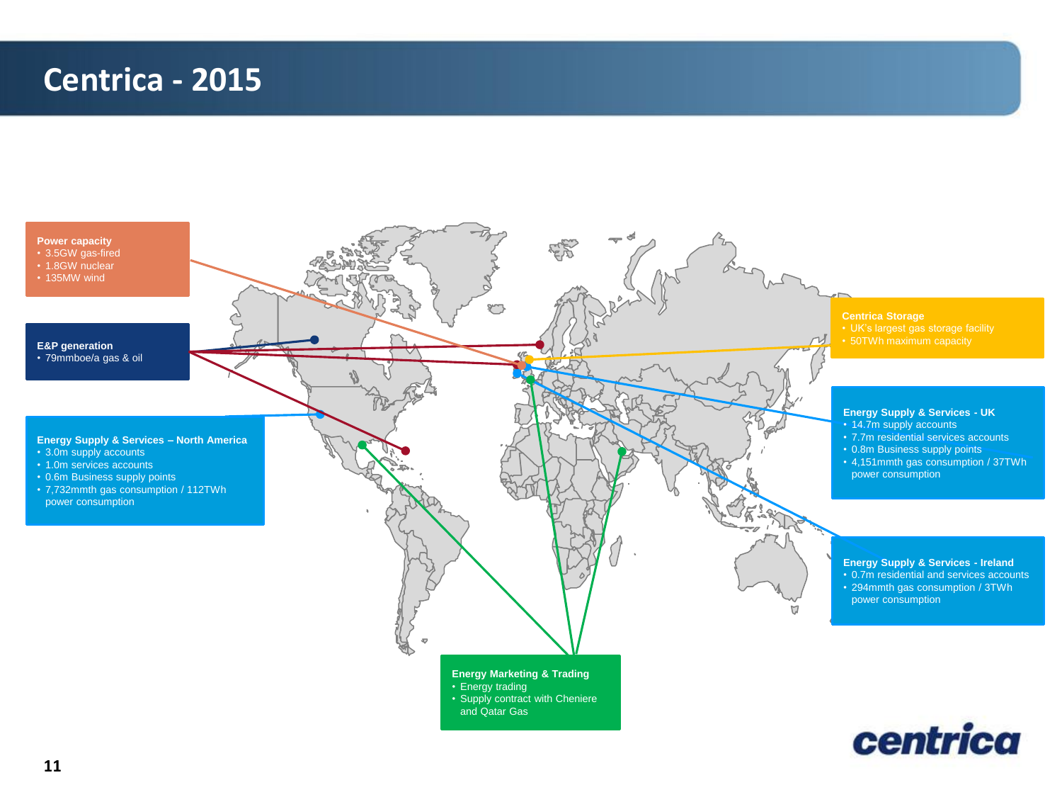# Centrica - 2015

**Power capacity**
- 3.5GW gas-fired
- 1.8GW nuclear
- 135MW wind

**E&P generation**
- 79mmboe/a gas & oil

**Energy Supply & Services – North America**
- 3.0m supply accounts
- 1.0m services accounts
- 0.6m Business supply points
- 7,732mmth gas consumption / 112TWh power consumption

**Centrica Storage**
- UK's largest gas storage facility
- 50TWh maximum capacity

**Energy Supply & Services - UK**
- 14.7m supply accounts
- 7.7m residential services accounts
- 0.8m Business supply points
- 4,151mmth gas consumption / 37TWh power consumption

**Energy Supply & Services - Ireland**
- 0.7m residential and services accounts
- 294mmth gas consumption / 3TWh power consumption

**Energy Marketing & Trading**
- Energy trading
- Supply contract with Cheniere and Qatar Gas

centrica